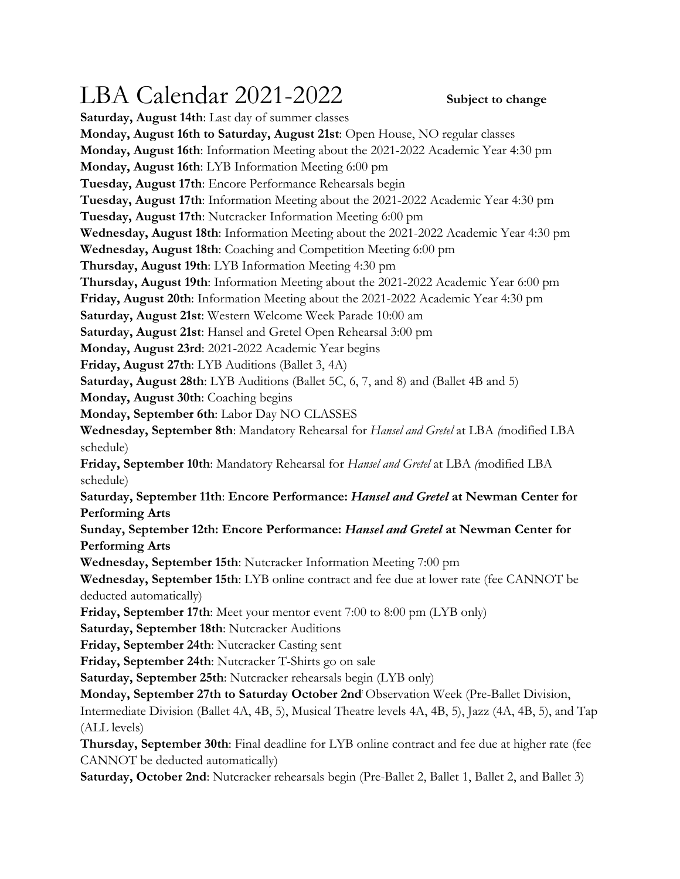# LBA Calendar 2021-2022 **Subject to change**

**Saturday, August 14th**: Last day of summer classes

**Monday, August 16th to Saturday, August 21st**: Open House, NO regular classes

**Monday, August 16th**: Information Meeting about the 2021-2022 Academic Year 4:30 pm

**Monday, August 16th**: LYB Information Meeting 6:00 pm

**Tuesday, August 17th**: Encore Performance Rehearsals begin

**Tuesday, August 17th**: Information Meeting about the 2021-2022 Academic Year 4:30 pm

**Tuesday, August 17th**: Nutcracker Information Meeting 6:00 pm

**Wednesday, August 18th**: Information Meeting about the 2021-2022 Academic Year 4:30 pm

**Wednesday, August 18th**: Coaching and Competition Meeting 6:00 pm

**Thursday, August 19th**: LYB Information Meeting 4:30 pm

**Thursday, August 19th**: Information Meeting about the 2021-2022 Academic Year 6:00 pm

**Friday, August 20th**: Information Meeting about the 2021-2022 Academic Year 4:30 pm

**Saturday, August 21st**: Western Welcome Week Parade 10:00 am

**Saturday, August 21st**: Hansel and Gretel Open Rehearsal 3:00 pm

**Monday, August 23rd**: 2021-2022 Academic Year begins

**Friday, August 27th**: LYB Auditions (Ballet 3, 4A)

**Saturday, August 28th**: LYB Auditions (Ballet 5C, 6, 7, and 8) and (Ballet 4B and 5)

**Monday, August 30th**: Coaching begins

**Monday, September 6th**: Labor Day NO CLASSES

**Wednesday, September 8th**: Mandatory Rehearsal for *Hansel and Gretel* at LBA (modified LBA schedule)

**Friday, September 10th**: Mandatory Rehearsal for *Hansel and Gretel* at LBA (modified LBA schedule)

**Saturday, September 11th**: **Encore Performance: *Hansel and Gretel* at Newman Center for Performing Arts**

**Sunday, September 12th: Encore Performance: *Hansel and Gretel* at Newman Center for Performing Arts**

**Wednesday, September 15th**: Nutcracker Information Meeting 7:00 pm

**Wednesday, September 15th**: LYB online contract and fee due at lower rate (fee CANNOT be deducted automatically)

**Friday, September 17th**: Meet your mentor event 7:00 to 8:00 pm (LYB only)

**Saturday, September 18th**: Nutcracker Auditions

**Friday, September 24th**: Nutcracker Casting sent

**Friday, September 24th**: Nutcracker T-Shirts go on sale

**Saturday, September 25th**: Nutcracker rehearsals begin (LYB only)

**Monday, September 27th to Saturday October 2nd**: Observation Week (Pre-Ballet Division, Intermediate Division (Ballet 4A, 4B, 5), Musical Theatre levels 4A, 4B, 5), Jazz (4A, 4B, 5), and Tap (ALL levels)

**Thursday, September 30th**: Final deadline for LYB online contract and fee due at higher rate (fee CANNOT be deducted automatically)

**Saturday, October 2nd**: Nutcracker rehearsals begin (Pre-Ballet 2, Ballet 1, Ballet 2, and Ballet 3)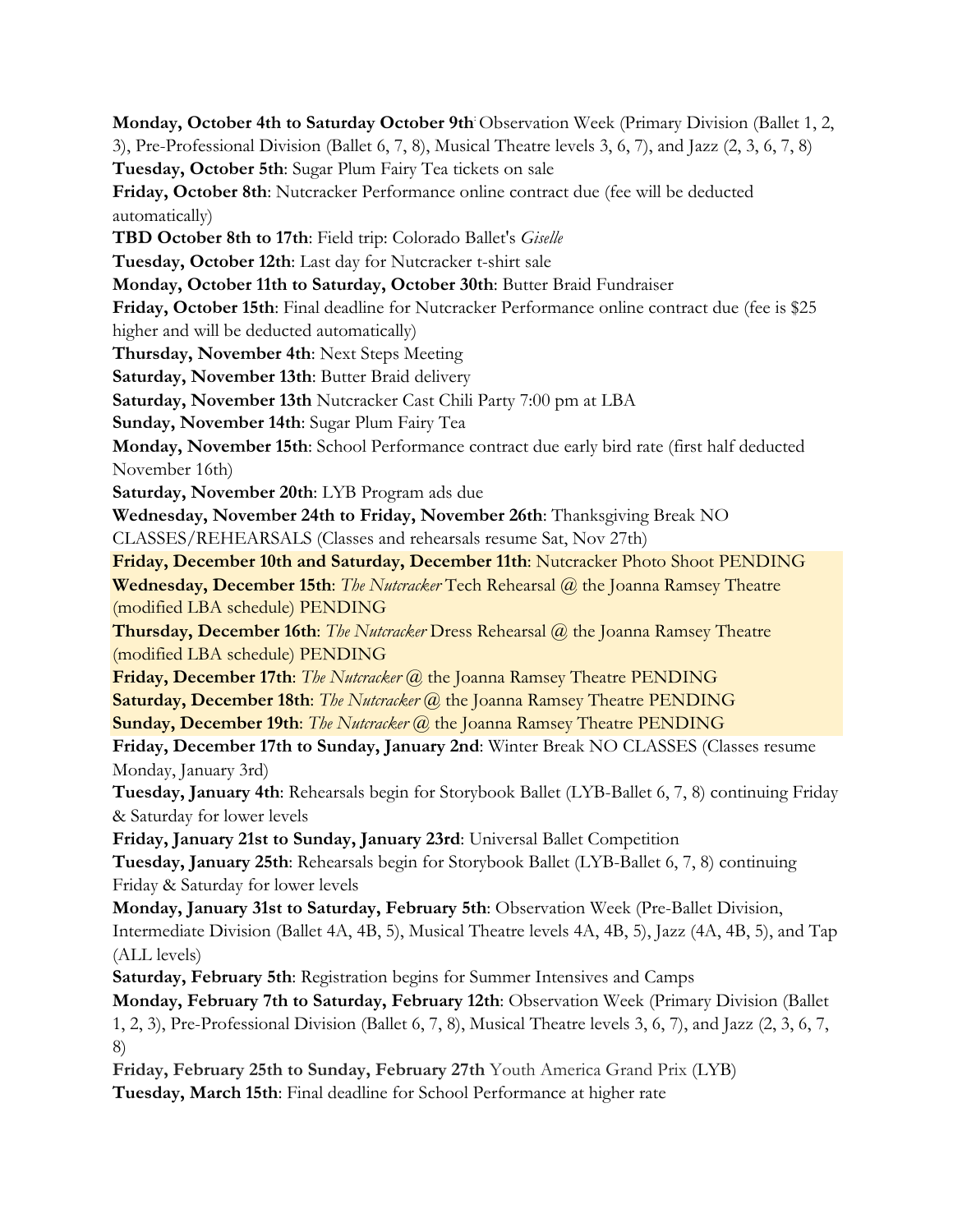**Monday, October 4th to Saturday October 9th**: Observation Week (Primary Division (Ballet 1, 2, 3), Pre-Professional Division (Ballet 6, 7, 8), Musical Theatre levels 3, 6, 7), and Jazz (2, 3, 6, 7, 8)

**Tuesday, October 5th**: Sugar Plum Fairy Tea tickets on sale

**Friday, October 8th**: Nutcracker Performance online contract due (fee will be deducted automatically)

**TBD October 8th to 17th**: Field trip: Colorado Ballet's *Giselle*

**Tuesday, October 12th**: Last day for Nutcracker t-shirt sale

**Monday, October 11th to Saturday, October 30th**: Butter Braid Fundraiser

**Friday, October 15th**: Final deadline for Nutcracker Performance online contract due (fee is $25 higher and will be deducted automatically)

**Thursday, November 4th**: Next Steps Meeting

**Saturday, November 13th**: Butter Braid delivery

**Saturday, November 13th** Nutcracker Cast Chili Party 7:00 pm at LBA

**Sunday, November 14th**: Sugar Plum Fairy Tea

**Monday, November 15th**: School Performance contract due early bird rate (first half deducted November 16th)

**Saturday, November 20th**: LYB Program ads due

**Wednesday, November 24th to Friday, November 26th**: Thanksgiving Break NO CLASSES/REHEARSALS (Classes and rehearsals resume Sat, Nov 27th)

**Friday, December 10th and Saturday, December 11th**: Nutcracker Photo Shoot PENDING

**Wednesday, December 15th**: *The Nutcracker* Tech Rehearsal @ the Joanna Ramsey Theatre (modified LBA schedule) PENDING

**Thursday, December 16th**: *The Nutcracker* Dress Rehearsal @ the Joanna Ramsey Theatre (modified LBA schedule) PENDING

**Friday, December 17th**: *The Nutcracker* @ the Joanna Ramsey Theatre PENDING

**Saturday, December 18th**: *The Nutcracker* @ the Joanna Ramsey Theatre PENDING

**Sunday, December 19th**: *The Nutcracker* @ the Joanna Ramsey Theatre PENDING

**Friday, December 17th to Sunday, January 2nd**: Winter Break NO CLASSES (Classes resume Monday, January 3rd)

**Tuesday, January 4th**: Rehearsals begin for Storybook Ballet (LYB-Ballet 6, 7, 8) continuing Friday & Saturday for lower levels

**Friday, January 21st to Sunday, January 23rd**: Universal Ballet Competition

**Tuesday, January 25th**: Rehearsals begin for Storybook Ballet (LYB-Ballet 6, 7, 8) continuing Friday & Saturday for lower levels

**Monday, January 31st to Saturday, February 5th**: Observation Week (Pre-Ballet Division, Intermediate Division (Ballet 4A, 4B, 5), Musical Theatre levels 4A, 4B, 5), Jazz (4A, 4B, 5), and Tap (ALL levels)

**Saturday, February 5th**: Registration begins for Summer Intensives and Camps

**Monday, February 7th to Saturday, February 12th**: Observation Week (Primary Division (Ballet 1, 2, 3), Pre-Professional Division (Ballet 6, 7, 8), Musical Theatre levels 3, 6, 7), and Jazz (2, 3, 6, 7, 8)

**Friday, February 25th to Sunday, February 27th** Youth America Grand Prix (LYB)

**Tuesday, March 15th**: Final deadline for School Performance at higher rate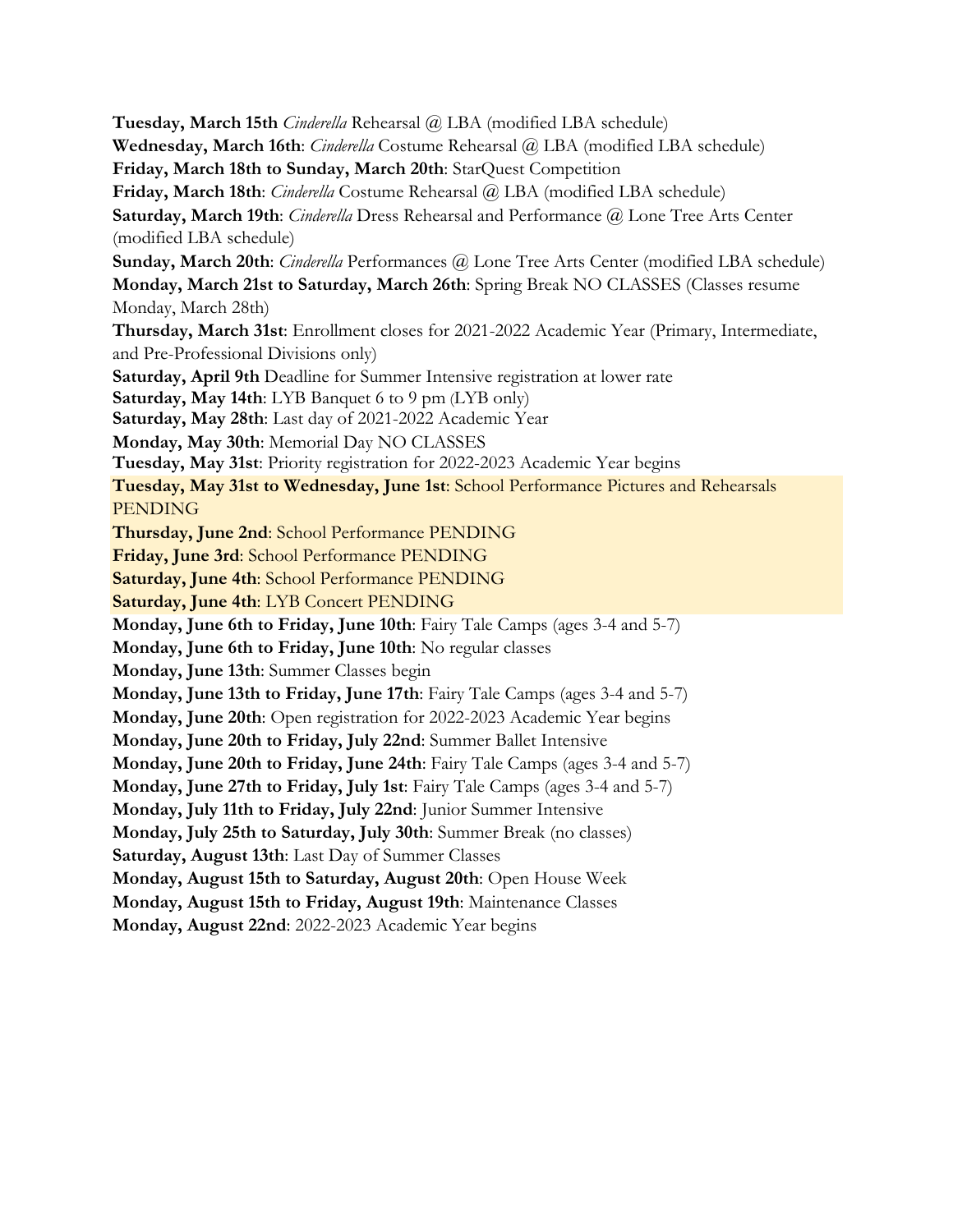**Tuesday, March 15th** *Cinderella* Rehearsal @ LBA (modified LBA schedule)

**Wednesday, March 16th**: *Cinderella* Costume Rehearsal @ LBA (modified LBA schedule)

**Friday, March 18th to Sunday, March 20th**: StarQuest Competition

**Friday, March 18th**: *Cinderella* Costume Rehearsal @ LBA (modified LBA schedule)

**Saturday, March 19th**: *Cinderella* Dress Rehearsal and Performance @ Lone Tree Arts Center (modified LBA schedule)

**Sunday, March 20th**: *Cinderella* Performances @ Lone Tree Arts Center (modified LBA schedule)

**Monday, March 21st to Saturday, March 26th**: Spring Break NO CLASSES (Classes resume Monday, March 28th)

**Thursday, March 31st**: Enrollment closes for 2021-2022 Academic Year (Primary, Intermediate, and Pre-Professional Divisions only)

**Saturday, April 9th** Deadline for Summer Intensive registration at lower rate

**Saturday, May 14th**: LYB Banquet 6 to 9 pm (LYB only)

**Saturday, May 28th**: Last day of 2021-2022 Academic Year

**Monday, May 30th**: Memorial Day NO CLASSES

**Tuesday, May 31st**: Priority registration for 2022-2023 Academic Year begins

**Tuesday, May 31st to Wednesday, June 1st**: School Performance Pictures and Rehearsals PENDING

**Thursday, June 2nd**: School Performance PENDING

**Friday, June 3rd**: School Performance PENDING

**Saturday, June 4th**: School Performance PENDING

**Saturday, June 4th**: LYB Concert PENDING

**Monday, June 6th to Friday, June 10th**: Fairy Tale Camps (ages 3-4 and 5-7)

**Monday, June 6th to Friday, June 10th**: No regular classes

**Monday, June 13th**: Summer Classes begin

**Monday, June 13th to Friday, June 17th**: Fairy Tale Camps (ages 3-4 and 5-7)

**Monday, June 20th**: Open registration for 2022-2023 Academic Year begins

**Monday, June 20th to Friday, July 22nd**: Summer Ballet Intensive

**Monday, June 20th to Friday, June 24th**: Fairy Tale Camps (ages 3-4 and 5-7)

**Monday, June 27th to Friday, July 1st**: Fairy Tale Camps (ages 3-4 and 5-7)

**Monday, July 11th to Friday, July 22nd**: Junior Summer Intensive

**Monday, July 25th to Saturday, July 30th**: Summer Break (no classes)

**Saturday, August 13th**: Last Day of Summer Classes

**Monday, August 15th to Saturday, August 20th**: Open House Week

**Monday, August 15th to Friday, August 19th**: Maintenance Classes

**Monday, August 22nd**: 2022-2023 Academic Year begins